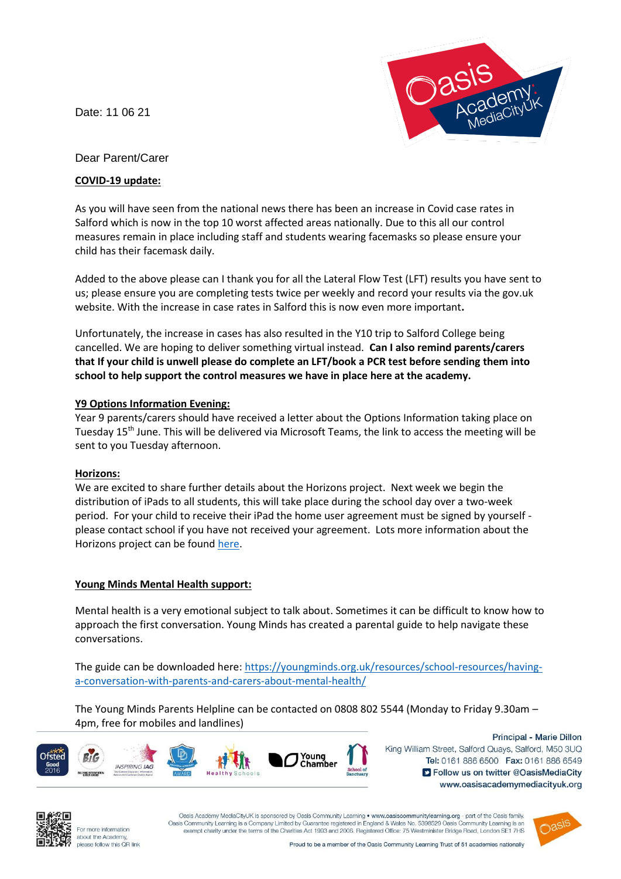Date: 11 06 21

Dear Parent/Carer

**COVID-19 update:**

As you will have seen from the national news there has been an increase in Covid case rates in Salford which is now in the top 10 worst affected areas nationally. Due to this all our control measures remain in place including staff and students wearing facemasks so please ensure your child has their facemask daily.

Added to the above please can I thank you for all the Lateral Flow Test (LFT) results you have sent to us; please ensure you are completing tests twice per weekly and record your results via the gov.uk website. With the increase in case rates in Salford this is now even more important**.**

Unfortunately, the increase in cases has also resulted in the Y10 trip to Salford College being cancelled. We are hoping to deliver something virtual instead. **Can I also remind parents/carers that If your child is unwell please do complete an LFT/book a PCR test before sending them into school to help support the control measures we have in place here at the academy.**

**Y9 Options Information Evening:**

Year 9 parents/carers should have received a letter about the Options Information taking place on Tuesday 15th June. This will be delivered via Microsoft Teams, the link to access the meeting will be sent to you Tuesday afternoon.

**Horizons:**

We are excited to share further details about the Horizons project. Next week we begin the distribution of iPads to all students, this will take place during the school day over a two-week period. For your child to receive their iPad the home user agreement must be signed by yourself - please contact school if you have not received your agreement. Lots more information about the Horizons project can be found here.

**Young Minds Mental Health support:**

Mental health is a very emotional subject to talk about. Sometimes it can be difficult to know how to approach the first conversation. Young Minds has created a parental guide to help navigate these conversations.

The guide can be downloaded here: https://youngminds.org.uk/resources/school-resources/having-a-conversation-with-parents-and-carers-about-mental-health/

The Young Minds Parents Helpline can be contacted on 0808 802 5544 (Monday to Friday 9.30am – 4pm, free for mobiles and landlines)

Principal - Marie Dillon
King William Street, Salford Quays, Salford, M50 3UQ
Tel: 0161 886 6500 Fax: 0161 886 6549
Follow us on twitter @OasisMediaCity
www.oasisacademymediacityuk.org

For more information about the Academy, please follow this QR link

Oasis Academy MediaCityUK is sponsored by Oasis Community Learning • www.oasiscommunitylearning.org - part of the Oasis family. Oasis Community Learning is a Company Limited by Guarantee registered in England & Wales No. 5398529 Oasis Community Learning is an exempt charity under the terms of the Charities Act 1993 and 2006. Registered Office: 75 Westminster Bridge Road, London SE1 7HS

Proud to be a member of the Oasis Community Learning Trust of 51 academies nationally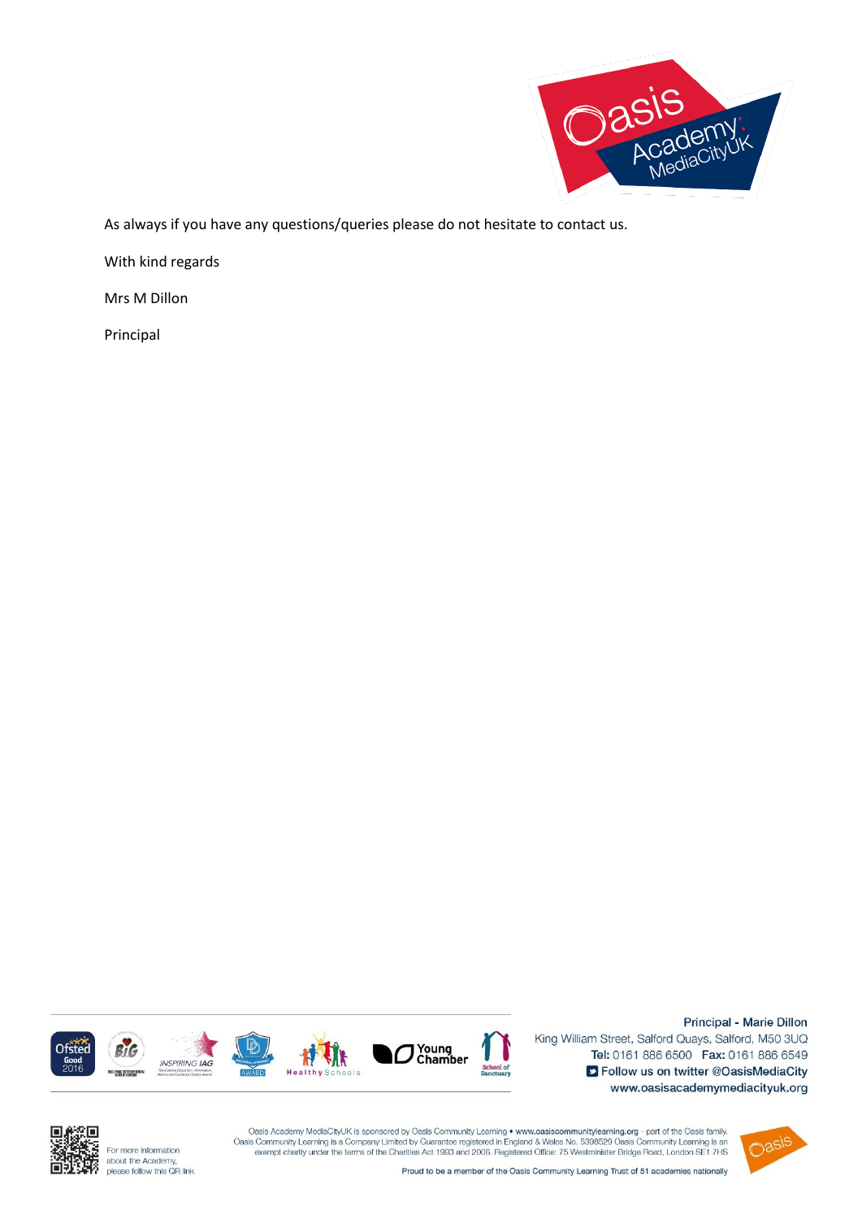As always if you have any questions/queries please do not hesitate to contact us.

With kind regards

Mrs M Dillon

Principal

Principal - Marie Dillon
King William Street, Salford Quays, Salford, M50 3UQ
**Tel:** 0161 886 6500 **Fax:** 0161 886 6549
Follow us on twitter @OasisMediaCity
www.oasisacademymediacityuk.org

For more information about the Academy, please follow this QR link

Oasis Academy MediaCityUK is sponsored by Oasis Community Learning • www.oasiscommunitylearning.org - part of the Oasis family. Oasis Community Learning is a Company Limited by Guarantee registered in England & Wales No. 5398529 Oasis Community Learning is an exempt charity under the terms of the Charities Act 1993 and 2006. Registered Office: 75 Westminster Bridge Road, London SE1 7HS

Proud to be a member of the Oasis Community Learning Trust of 51 academies nationally